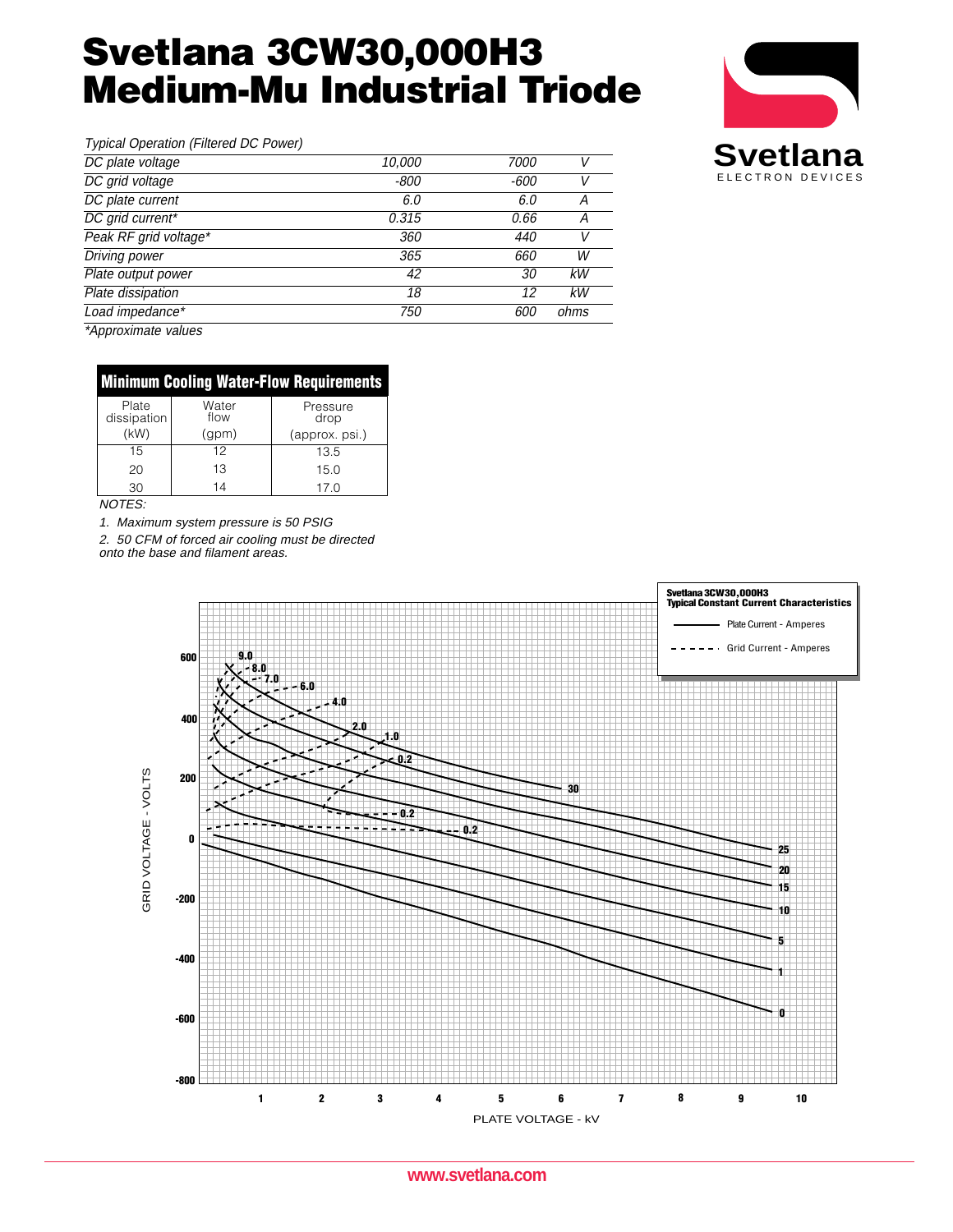# Svetlana 3CW30,000H3
# Medium-Mu Industrial Triode

Svetlana
ELECTRON DEVICES

*Typical Operation (Filtered DC Power)*

| | | | |
|---|---|---|---|
| *DC plate voltage* | *10,000* | *7000* | *V* |
| *DC grid voltage* | *-800* | *-600* | *V* |
| *DC plate current* | *6.0* | *6.0* | *A* |
| *DC grid current** | *0.315* | *0.66* | *A* |
| *Peak RF grid voltage** | *360* | *440* | *V* |
| *Driving power* | *365* | *660* | *W* |
| *Plate output power* | *42* | *30* | *kW* |
| *Plate dissipation* | *18* | *12* | *kW* |
| *Load impedance** | *750* | *600* | *ohms* |

**Approximate values*

| Minimum Cooling Water-Flow Requirements | | |
|---|---|---|
| Plate dissipation (kW) | Water flow (gpm) | Pressure drop (approx. psi.) |
| 15 | 12 | 13.5 |
| 20 | 13 | 15.0 |
| 30 | 14 | 17.0 |

*NOTES:*

*1. Maximum system pressure is 50 PSIG*

*2. 50 CFM of forced air cooling must be directed onto the base and filament areas.*

**Svetlana 3CW30,000H3**
**Typical Constant Current Characteristics**

Plate Current - Amperes (solid line)
Grid Current - Amperes (dashed line)

GRID VOLTAGE - VOLTS

PLATE VOLTAGE - kV

www.svetlana.com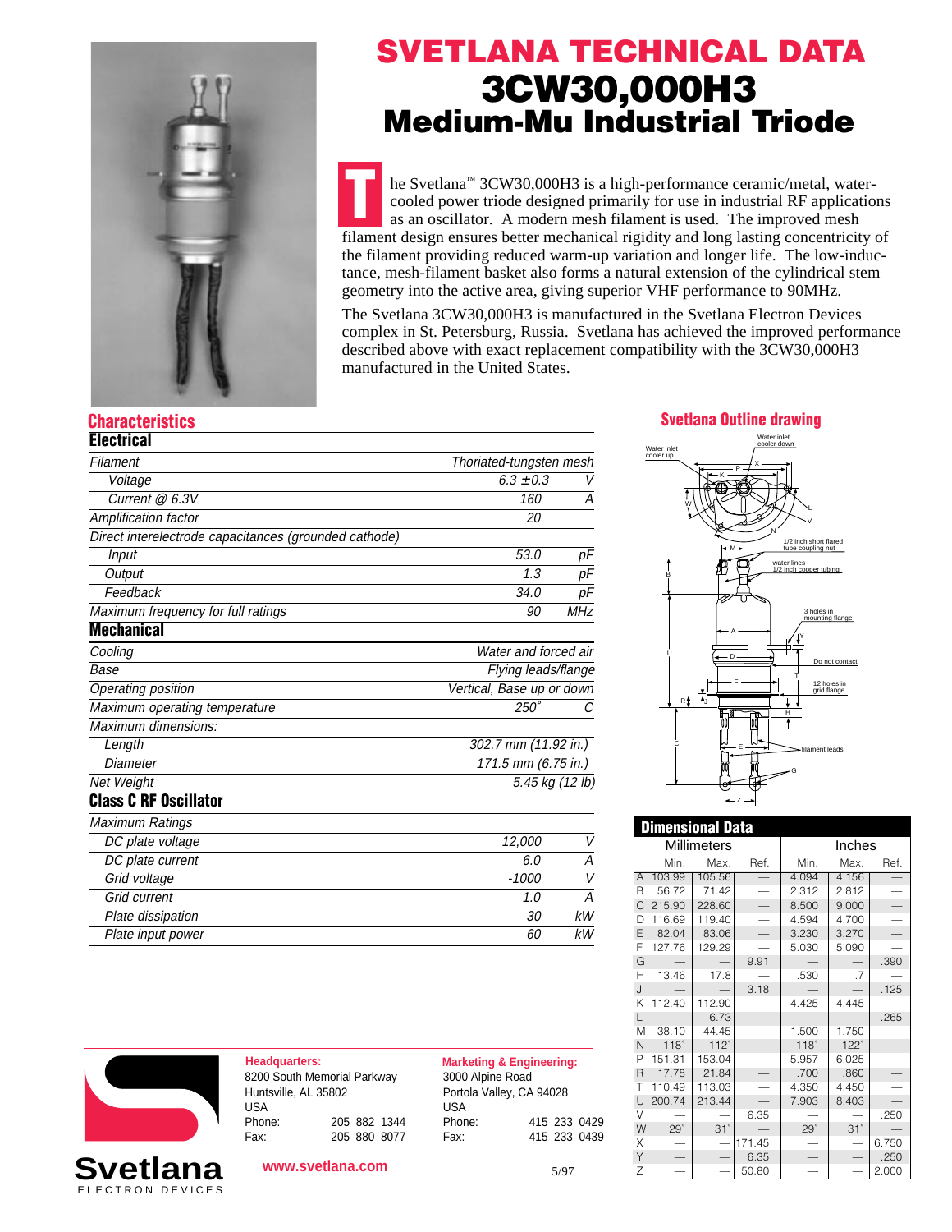# SVETLANA TECHNICAL DATA

# 3CW30,000H3

# Medium-Mu Industrial Triode

The Svetlana™ 3CW30,000H3 is a high-performance ceramic/metal, water-cooled power triode designed primarily for use in industrial RF applications as an oscillator. A modern mesh filament is used. The improved mesh filament design ensures better mechanical rigidity and long lasting concentricity of the filament providing reduced warm-up variation and longer life. The low-inductance, mesh-filament basket also forms a natural extension of the cylindrical stem geometry into the active area, giving superior VHF performance to 90MHz.

The Svetlana 3CW30,000H3 is manufactured in the Svetlana Electron Devices complex in St. Petersburg, Russia. Svetlana has achieved the improved performance described above with exact replacement compatibility with the 3CW30,000H3 manufactured in the United States.

## Characteristics

### Electrical

| | | |
|---|---|---|
| *Filament* | *Thoriated-tungsten mesh* | |
| *Voltage* | *6.3 ±0.3* | *V* |
| *Current @ 6.3V* | *160* | *A* |
| *Amplification factor* | *20* | |
| *Direct interelectrode capacitances (grounded cathode)* | | |
| *Input* | *53.0* | *pF* |
| *Output* | *1.3* | *pF* |
| *Feedback* | *34.0* | *pF* |
| *Maximum frequency for full ratings* | *90* | *MHz* |

### Mechanical

| | |
|---|---|
| *Cooling* | *Water and forced air* |
| *Base* | *Flying leads/flange* |
| *Operating position* | *Vertical, Base up or down* |
| *Maximum operating temperature* | *250° C* |
| *Maximum dimensions:* | |
| *Length* | *302.7 mm (11.92 in.)* |
| *Diameter* | *171.5 mm (6.75 in.)* |
| *Net Weight* | *5.45 kg (12 lb)* |

### Class C RF Oscillator

| | | |
|---|---|---|
| *Maximum Ratings* | | |
| *DC plate voltage* | *12,000* | *V* |
| *DC plate current* | *6.0* | *A* |
| *Grid voltage* | *-1000* | *V* |
| *Grid current* | *1.0* | *A* |
| *Plate dissipation* | *30* | *kW* |
| *Plate input power* | *60* | *kW* |

## Svetlana Outline drawing

Water inlet cooler up
Water inlet cooler down
1/2 inch short flared tube coupling nut
water lines 1/2 inch cooper tubing
3 holes in mounting flange
Do not contact
12 holes in grid flange
filament leads

## Dimensional Data

| | Millimeters | | | Inches | | |
|---|---|---|---|---|---|---|
| | Min. | Max. | Ref. | Min. | Max. | Ref. |
| A | 103.99 | 105.56 | — | 4.094 | 4.156 | — |
| B | 56.72 | 71.42 | — | 2.312 | 2.812 | — |
| C | 215.90 | 228.60 | — | 8.500 | 9.000 | — |
| D | 116.69 | 119.40 | — | 4.594 | 4.700 | — |
| E | 82.04 | 83.06 | — | 3.230 | 3.270 | — |
| F | 127.76 | 129.29 | — | 5.030 | 5.090 | — |
| G | — | — | 9.91 | — | — | .390 |
| H | 13.46 | 17.8 | — | .530 | .7 | — |
| J | — | — | 3.18 | — | — | .125 |
| K | 112.40 | 112.90 | — | 4.425 | 4.445 | — |
| L | — | 6.73 | — | — | — | .265 |
| M | 38.10 | 44.45 | — | 1.500 | 1.750 | — |
| N | 118° | 112° | — | 118° | 122° | — |
| P | 151.31 | 153.04 | — | 5.957 | 6.025 | — |
| R | 17.78 | 21.84 | — | .700 | .860 | — |
| T | 110.49 | 113.03 | — | 4.350 | 4.450 | — |
| U | 200.74 | 213.44 | — | 7.903 | 8.403 | — |
| V | — | — | 6.35 | — | — | .250 |
| W | 29° | 31° | — | 29° | 31° | — |
| X | — | — | 171.45 | — | — | 6.750 |
| Y | — | — | 6.35 | — | — | .250 |
| Z | — | — | 50.80 | — | — | 2.000 |

**Svetlana** ELECTRON DEVICES

**Headquarters:**
8200 South Memorial Parkway
Huntsville, AL 35802
USA
Phone: 205 882 1344
Fax: 205 880 8077

**Marketing & Engineering:**
3000 Alpine Road
Portola Valley, CA 94028
USA
Phone: 415 233 0429
Fax: 415 233 0439

**www.svetlana.com**

5/97